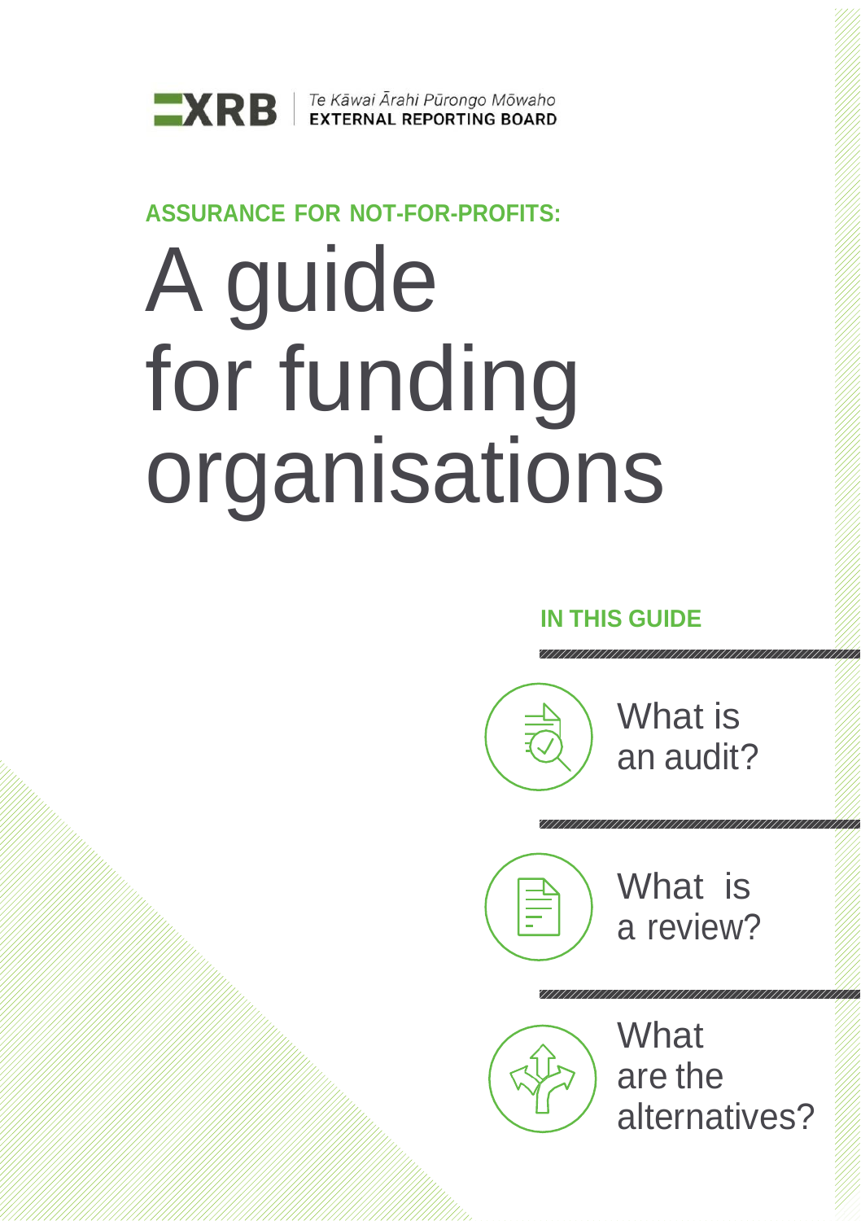XRB | Te Kāwai Ārahi Pūrongo Mōwaho
EXTERNAL REPORTING BOARD

**ASSURANCE FOR NOT-FOR-PROFITS:**

# A guide for funding organisations

**IN THIS GUIDE**

- What is an audit?
- What is a review?
- What are the alternatives?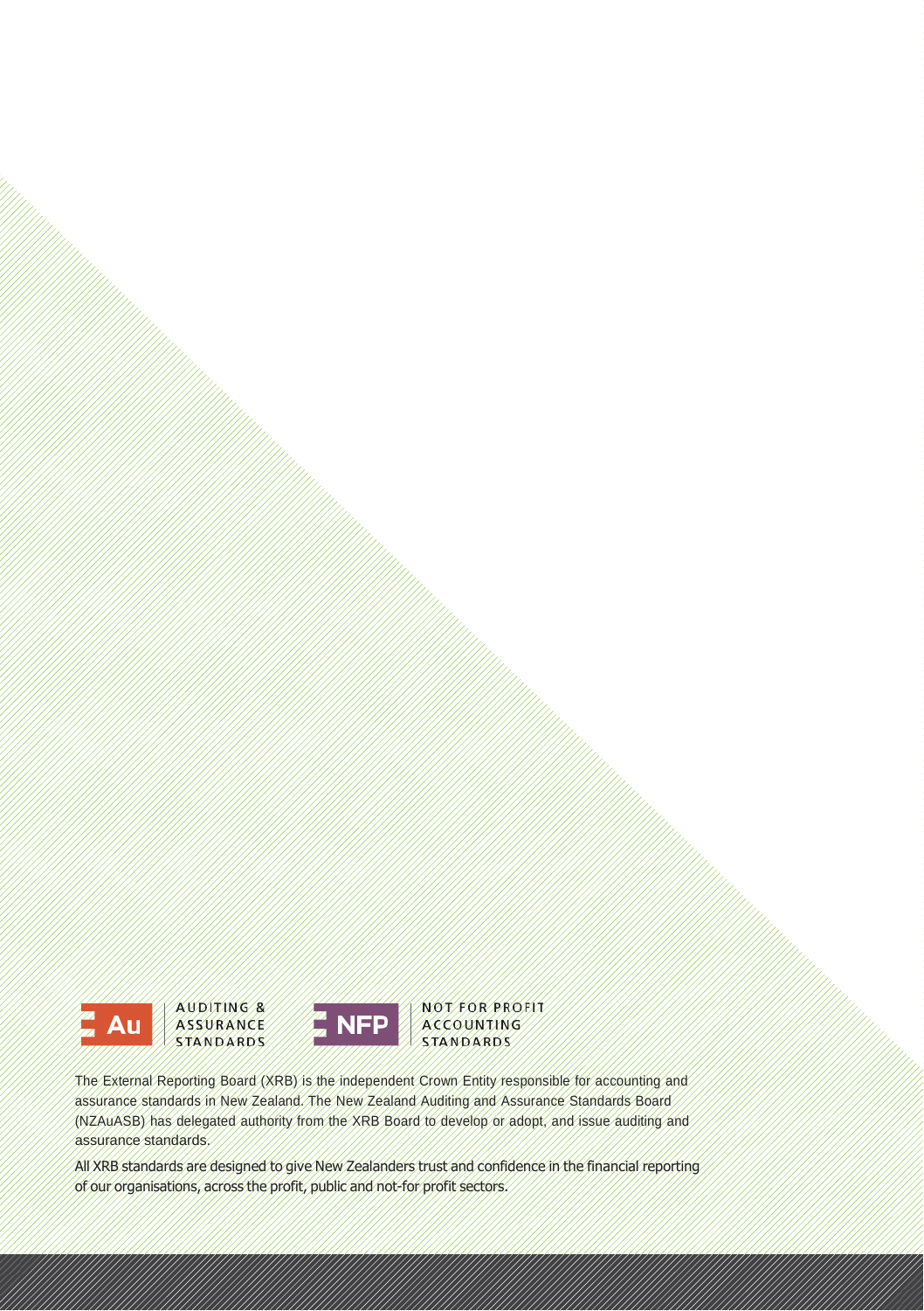Au AUDITING & ASSURANCE STANDARDS

NFP NOT FOR PROFIT ACCOUNTING STANDARDS

The External Reporting Board (XRB) is the independent Crown Entity responsible for accounting and assurance standards in New Zealand. The New Zealand Auditing and Assurance Standards Board (NZAuASB) has delegated authority from the XRB Board to develop or adopt, and issue auditing and assurance standards.

All XRB standards are designed to give New Zealanders trust and confidence in the financial reporting of our organisations, across the profit, public and not-for profit sectors.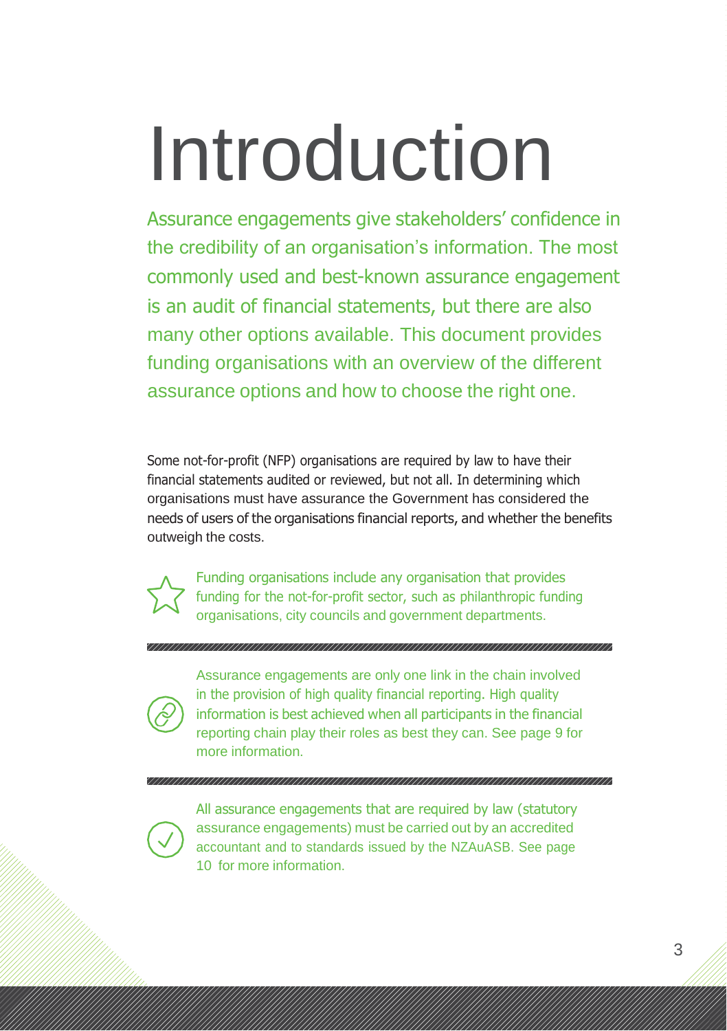# Introduction

Assurance engagements give stakeholders' confidence in the credibility of an organisation's information. The most commonly used and best-known assurance engagement is an audit of financial statements, but there are also many other options available. This document provides funding organisations with an overview of the different assurance options and how to choose the right one.

Some not-for-profit (NFP) organisations are required by law to have their financial statements audited or reviewed, but not all. In determining which organisations must have assurance the Government has considered the needs of users of the organisations financial reports, and whether the benefits outweigh the costs.

Funding organisations include any organisation that provides funding for the not-for-profit sector, such as philanthropic funding organisations, city councils and government departments.

---

Assurance engagements are only one link in the chain involved in the provision of high quality financial reporting. High quality information is best achieved when all participants in the financial reporting chain play their roles as best they can. See page 9 for more information.

---

All assurance engagements that are required by law (statutory assurance engagements) must be carried out by an accredited accountant and to standards issued by the NZAuASB. See page 10 for more information.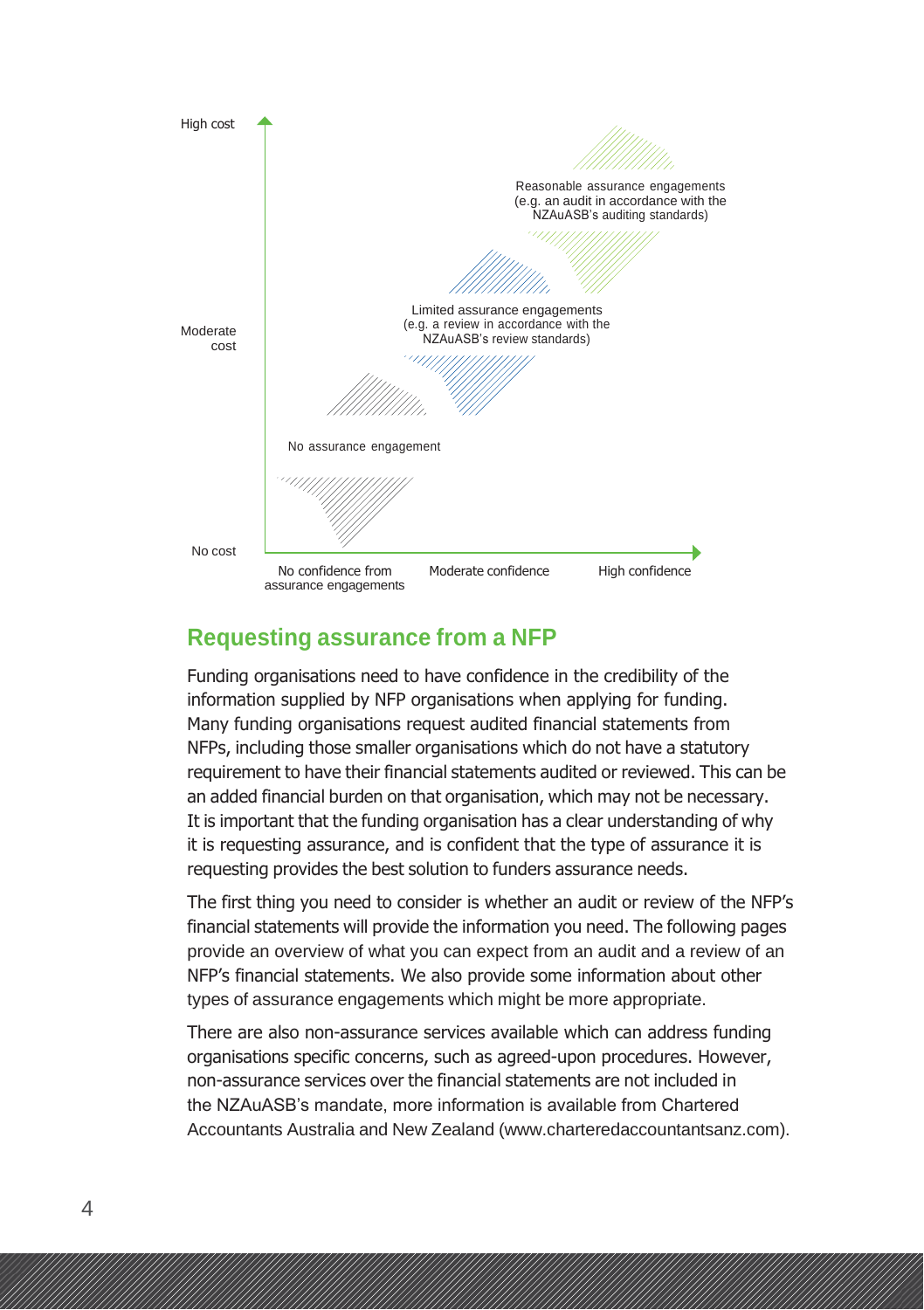High cost

Moderate cost

No cost

No confidence from assurance engagements | Moderate confidence | High confidence

Reasonable assurance engagements (e.g. an audit in accordance with the NZAuASB's auditing standards)

Limited assurance engagements (e.g. a review in accordance with the NZAuASB's review standards)

No assurance engagement

## Requesting assurance from a NFP

Funding organisations need to have confidence in the credibility of the information supplied by NFP organisations when applying for funding. Many funding organisations request audited financial statements from NFPs, including those smaller organisations which do not have a statutory requirement to have their financial statements audited or reviewed. This can be an added financial burden on that organisation, which may not be necessary. It is important that the funding organisation has a clear understanding of why it is requesting assurance, and is confident that the type of assurance it is requesting provides the best solution to funders assurance needs.

The first thing you need to consider is whether an audit or review of the NFP's financial statements will provide the information you need. The following pages provide an overview of what you can expect from an audit and a review of an NFP's financial statements. We also provide some information about other types of assurance engagements which might be more appropriate.

There are also non-assurance services available which can address funding organisations specific concerns, such as agreed-upon procedures. However, non-assurance services over the financial statements are not included in the NZAuASB's mandate, more information is available from Chartered Accountants Australia and New Zealand (www.charteredaccountantsanz.com).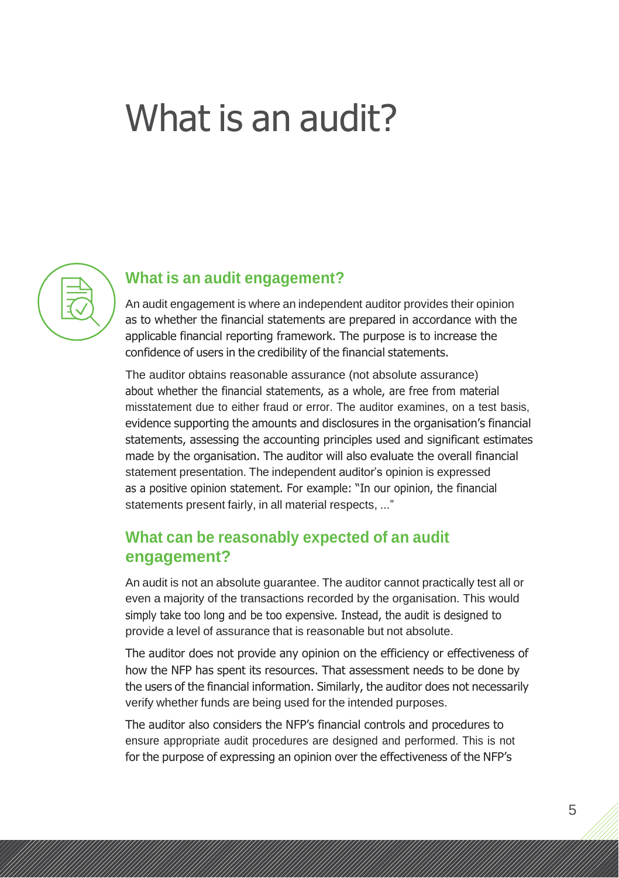# What is an audit?

## What is an audit engagement?

An audit engagement is where an independent auditor provides their opinion as to whether the financial statements are prepared in accordance with the applicable financial reporting framework. The purpose is to increase the confidence of users in the credibility of the financial statements.

The auditor obtains reasonable assurance (not absolute assurance) about whether the financial statements, as a whole, are free from material misstatement due to either fraud or error. The auditor examines, on a test basis, evidence supporting the amounts and disclosures in the organisation's financial statements, assessing the accounting principles used and significant estimates made by the organisation. The auditor will also evaluate the overall financial statement presentation. The independent auditor's opinion is expressed as a positive opinion statement. For example: "In our opinion, the financial statements present fairly, in all material respects, ..."

## What can be reasonably expected of an audit engagement?

An audit is not an absolute guarantee. The auditor cannot practically test all or even a majority of the transactions recorded by the organisation. This would simply take too long and be too expensive. Instead, the audit is designed to provide a level of assurance that is reasonable but not absolute.

The auditor does not provide any opinion on the efficiency or effectiveness of how the NFP has spent its resources. That assessment needs to be done by the users of the financial information. Similarly, the auditor does not necessarily verify whether funds are being used for the intended purposes.

The auditor also considers the NFP's financial controls and procedures to ensure appropriate audit procedures are designed and performed. This is not for the purpose of expressing an opinion over the effectiveness of the NFP's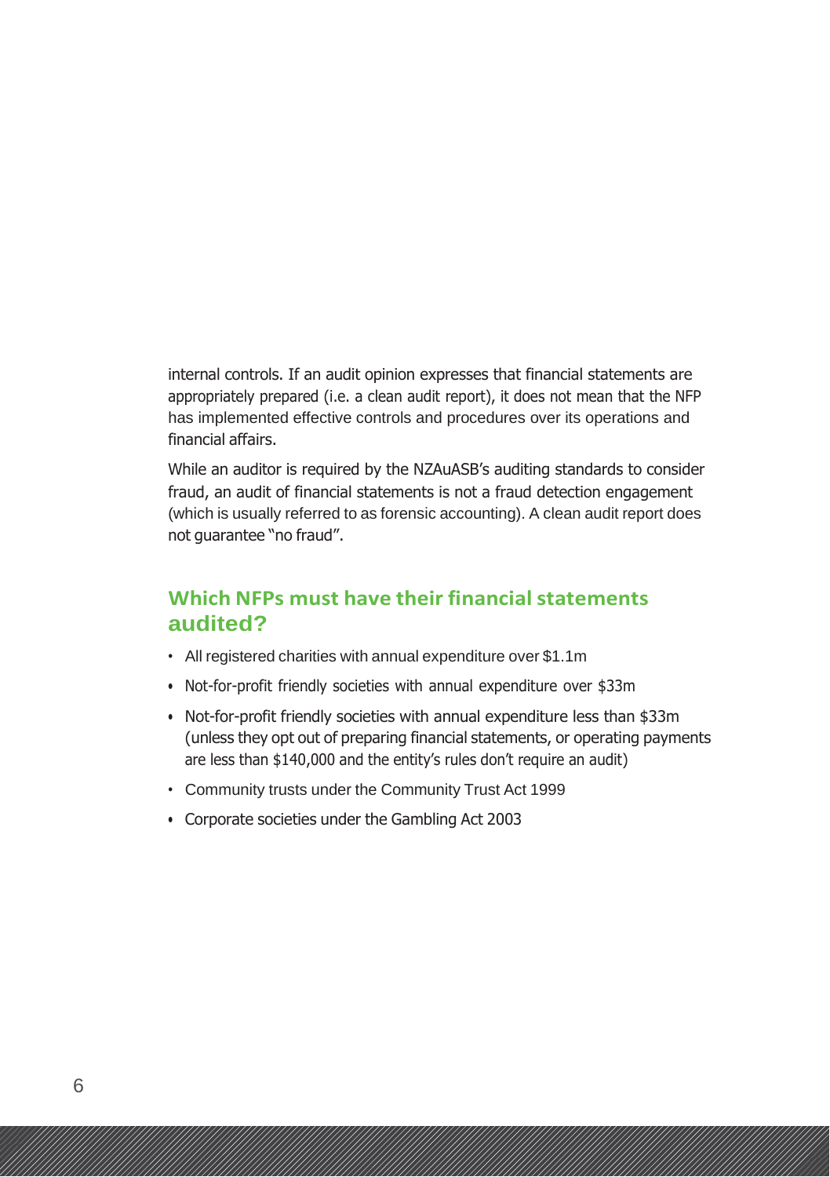internal controls. If an audit opinion expresses that financial statements are appropriately prepared (i.e. a clean audit report), it does not mean that the NFP has implemented effective controls and procedures over its operations and financial affairs.

While an auditor is required by the NZAuASB's auditing standards to consider fraud, an audit of financial statements is not a fraud detection engagement (which is usually referred to as forensic accounting). A clean audit report does not guarantee "no fraud".

## Which NFPs must have their financial statements audited?

- All registered charities with annual expenditure over $1.1m
- Not-for-profit friendly societies with annual expenditure over $33m
- Not-for-profit friendly societies with annual expenditure less than $33m (unless they opt out of preparing financial statements, or operating payments are less than $140,000 and the entity's rules don't require an audit)
- Community trusts under the Community Trust Act 1999
- Corporate societies under the Gambling Act 2003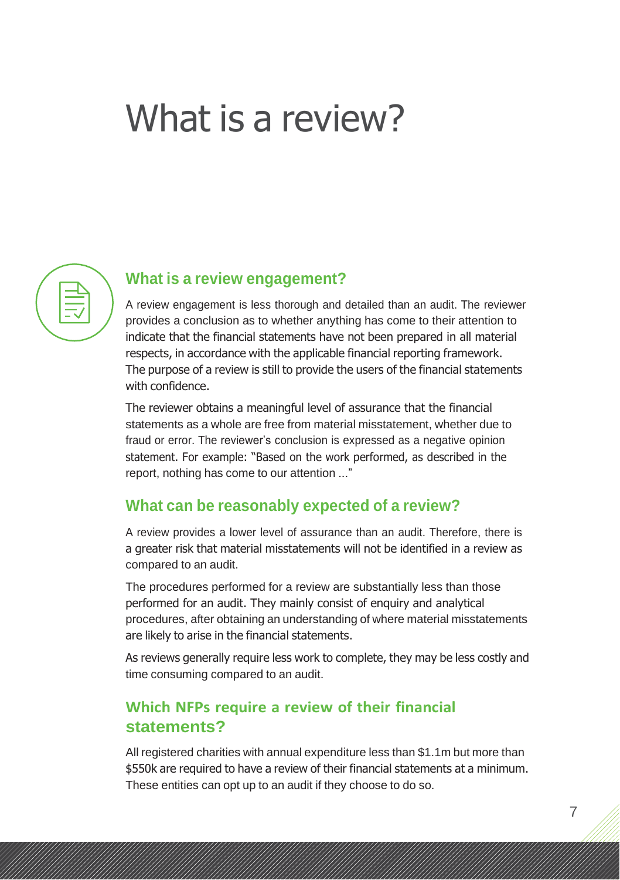# What is a review?

## What is a review engagement?

A review engagement is less thorough and detailed than an audit. The reviewer provides a conclusion as to whether anything has come to their attention to indicate that the financial statements have not been prepared in all material respects, in accordance with the applicable financial reporting framework. The purpose of a review is still to provide the users of the financial statements with confidence.

The reviewer obtains a meaningful level of assurance that the financial statements as a whole are free from material misstatement, whether due to fraud or error. The reviewer's conclusion is expressed as a negative opinion statement. For example: "Based on the work performed, as described in the report, nothing has come to our attention ..."

## What can be reasonably expected of a review?

A review provides a lower level of assurance than an audit. Therefore, there is a greater risk that material misstatements will not be identified in a review as compared to an audit.

The procedures performed for a review are substantially less than those performed for an audit. They mainly consist of enquiry and analytical procedures, after obtaining an understanding of where material misstatements are likely to arise in the financial statements.

As reviews generally require less work to complete, they may be less costly and time consuming compared to an audit.

## Which NFPs require a review of their financial statements?

All registered charities with annual expenditure less than $1.1m but more than $550k are required to have a review of their financial statements at a minimum. These entities can opt up to an audit if they choose to do so.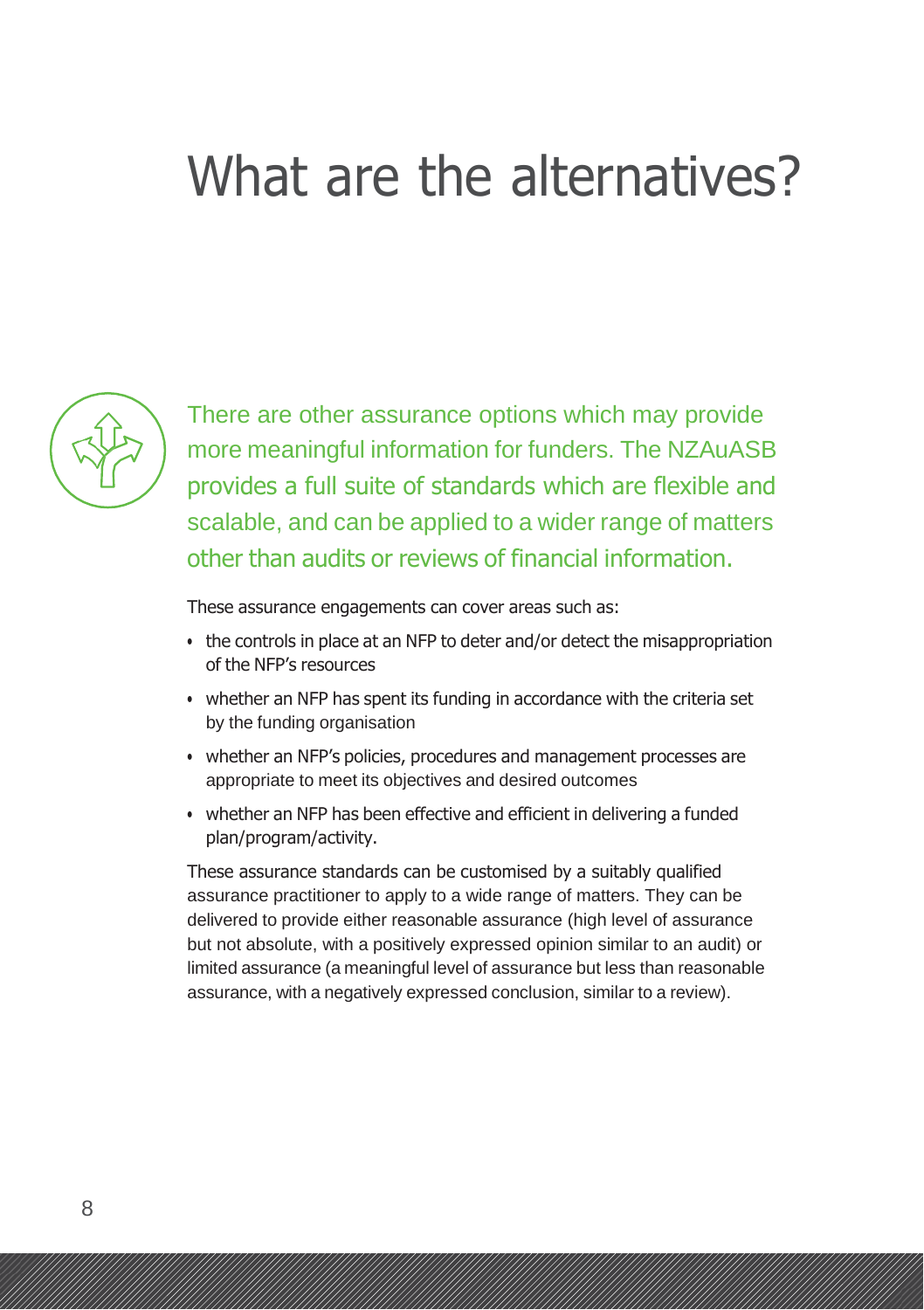# What are the alternatives?

There are other assurance options which may provide more meaningful information for funders. The NZAuASB provides a full suite of standards which are flexible and scalable, and can be applied to a wider range of matters other than audits or reviews of financial information.

These assurance engagements can cover areas such as:

- the controls in place at an NFP to deter and/or detect the misappropriation of the NFP's resources
- whether an NFP has spent its funding in accordance with the criteria set by the funding organisation
- whether an NFP's policies, procedures and management processes are appropriate to meet its objectives and desired outcomes
- whether an NFP has been effective and efficient in delivering a funded plan/program/activity.

These assurance standards can be customised by a suitably qualified assurance practitioner to apply to a wide range of matters. They can be delivered to provide either reasonable assurance (high level of assurance but not absolute, with a positively expressed opinion similar to an audit) or limited assurance (a meaningful level of assurance but less than reasonable assurance, with a negatively expressed conclusion, similar to a review).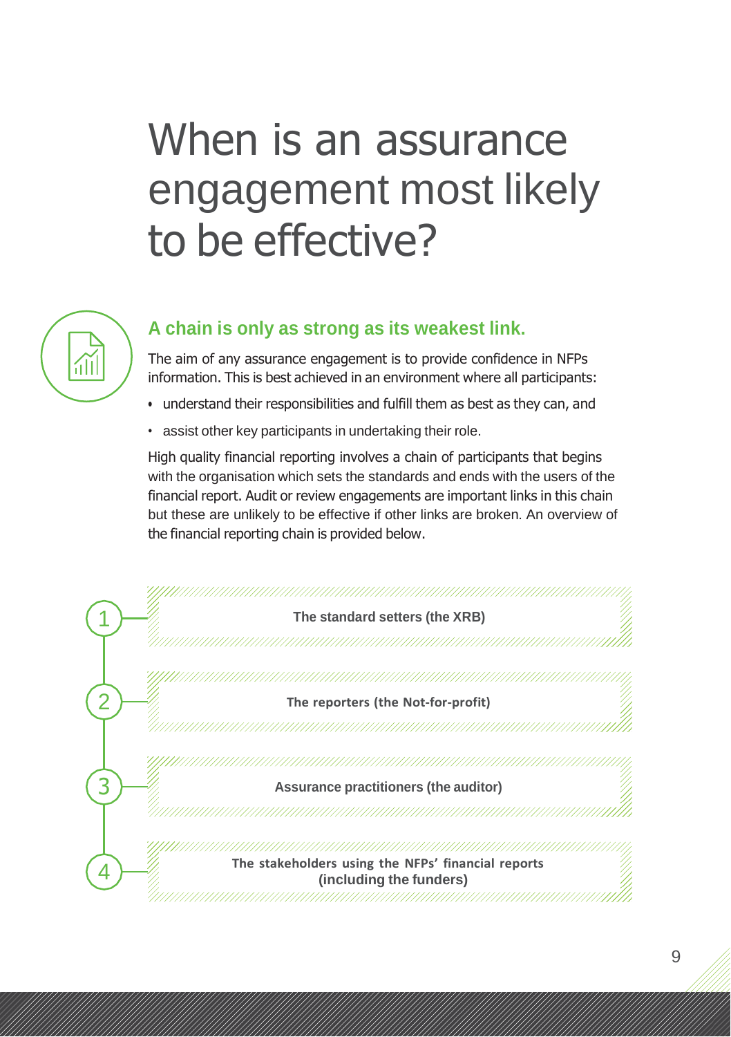# When is an assurance engagement most likely to be effective?

## A chain is only as strong as its weakest link.

The aim of any assurance engagement is to provide confidence in NFPs information. This is best achieved in an environment where all participants:

- understand their responsibilities and fulfill them as best as they can, and
- assist other key participants in undertaking their role.

High quality financial reporting involves a chain of participants that begins with the organisation which sets the standards and ends with the users of the financial report. Audit or review engagements are important links in this chain but these are unlikely to be effective if other links are broken. An overview of the financial reporting chain is provided below.

1. **The standard setters (the XRB)**
2. **The reporters (the Not-for-profit)**
3. **Assurance practitioners (the auditor)**
4. **The stakeholders using the NFPs' financial reports (including the funders)**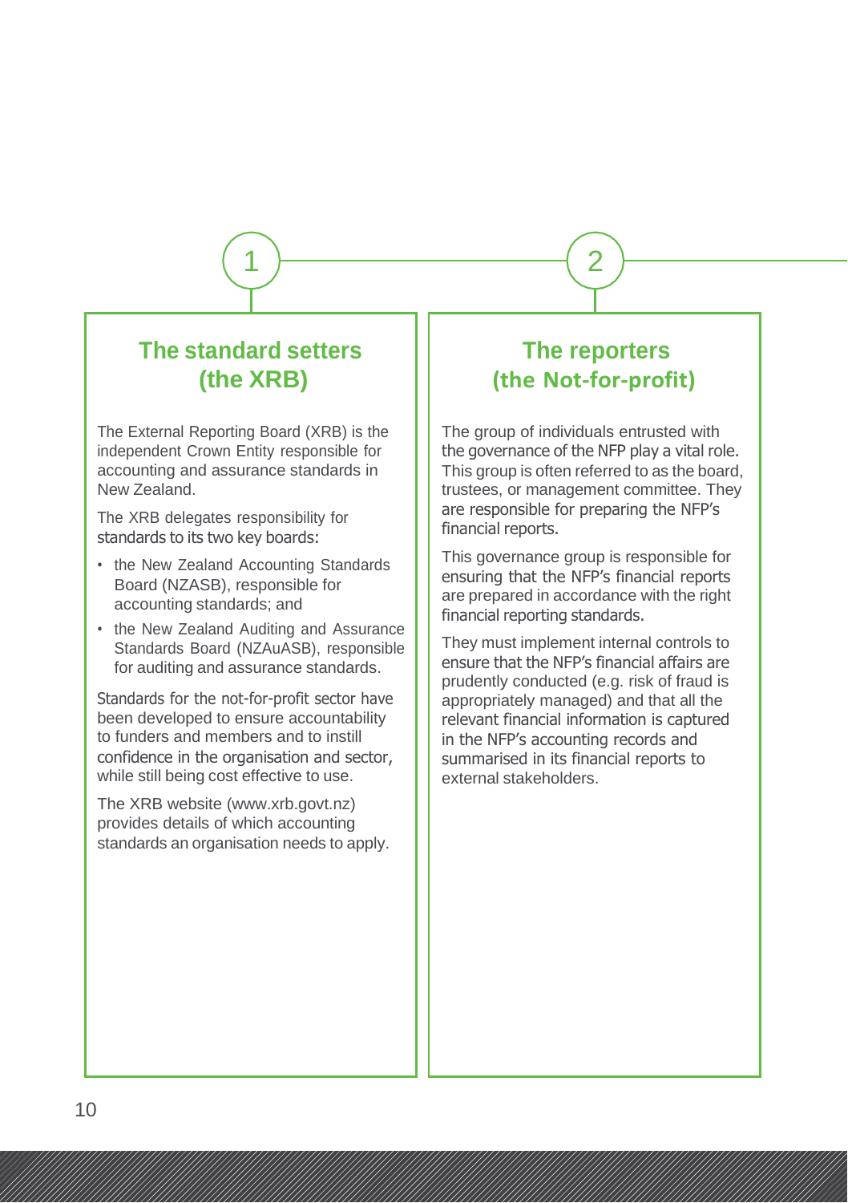## 1

### The standard setters (the XRB)

The External Reporting Board (XRB) is the independent Crown Entity responsible for accounting and assurance standards in New Zealand.

The XRB delegates responsibility for standards to its two key boards:

- the New Zealand Accounting Standards Board (NZASB), responsible for accounting standards; and
- the New Zealand Auditing and Assurance Standards Board (NZAuASB), responsible for auditing and assurance standards.

Standards for the not-for-profit sector have been developed to ensure accountability to funders and members and to instill confidence in the organisation and sector, while still being cost effective to use.

The XRB website (www.xrb.govt.nz) provides details of which accounting standards an organisation needs to apply.

## 2

### The reporters (the Not-for-profit)

The group of individuals entrusted with the governance of the NFP play a vital role. This group is often referred to as the board, trustees, or management committee. They are responsible for preparing the NFP's financial reports.

This governance group is responsible for ensuring that the NFP's financial reports are prepared in accordance with the right financial reporting standards.

They must implement internal controls to ensure that the NFP's financial affairs are prudently conducted (e.g. risk of fraud is appropriately managed) and that all the relevant financial information is captured in the NFP's accounting records and summarised in its financial reports to external stakeholders.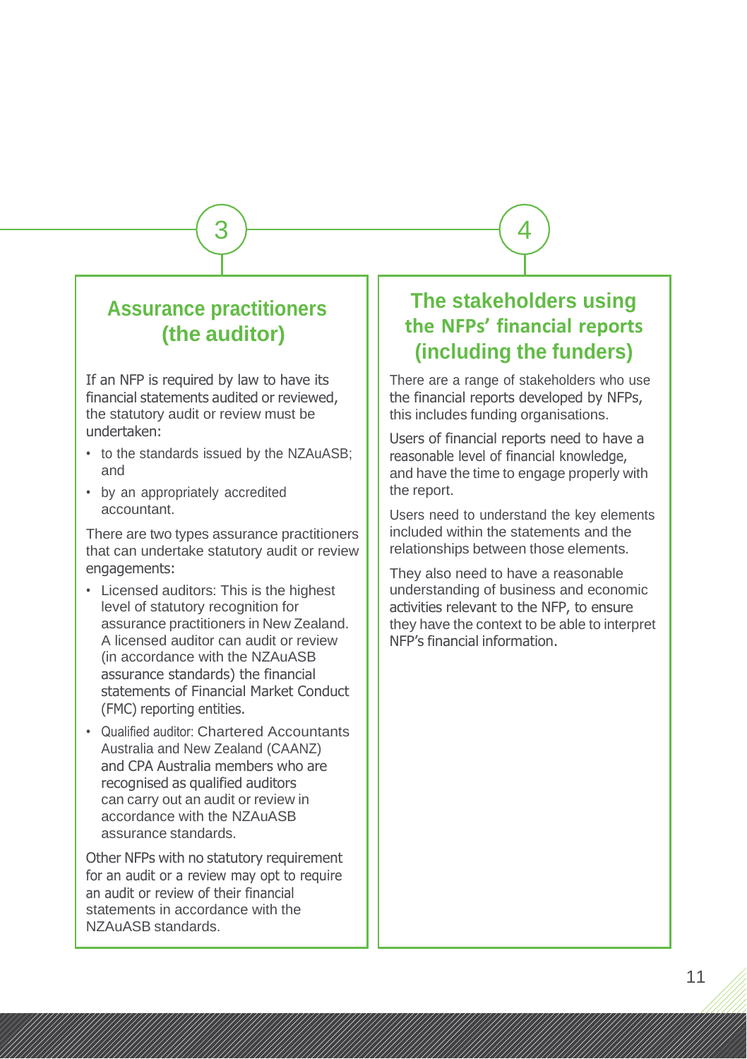3

## Assurance practitioners (the auditor)

If an NFP is required by law to have its financial statements audited or reviewed, the statutory audit or review must be undertaken:

- to the standards issued by the NZAuASB; and
- by an appropriately accredited accountant.

There are two types assurance practitioners that can undertake statutory audit or review engagements:

- Licensed auditors: This is the highest level of statutory recognition for assurance practitioners in New Zealand. A licensed auditor can audit or review (in accordance with the NZAuASB assurance standards) the financial statements of Financial Market Conduct (FMC) reporting entities.
- Qualified auditor: Chartered Accountants Australia and New Zealand (CAANZ) and CPA Australia members who are recognised as qualified auditors can carry out an audit or review in accordance with the NZAuASB assurance standards.

Other NFPs with no statutory requirement for an audit or a review may opt to require an audit or review of their financial statements in accordance with the NZAuASB standards.

4

## The stakeholders using the NFPs' financial reports (including the funders)

There are a range of stakeholders who use the financial reports developed by NFPs, this includes funding organisations.

Users of financial reports need to have a reasonable level of financial knowledge, and have the time to engage properly with the report.

Users need to understand the key elements included within the statements and the relationships between those elements.

They also need to have a reasonable understanding of business and economic activities relevant to the NFP, to ensure they have the context to be able to interpret NFP's financial information.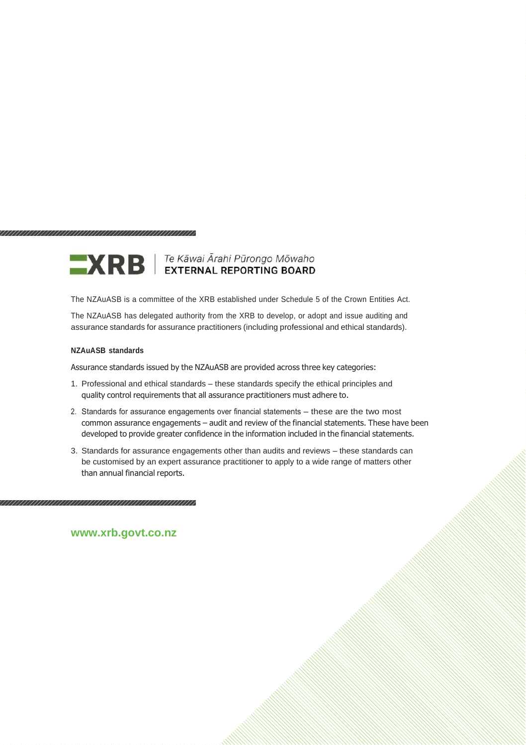XRB | Te Kāwai Ārahi Pūrongo Mōwaho
EXTERNAL REPORTING BOARD

The NZAuASB is a committee of the XRB established under Schedule 5 of the Crown Entities Act.

The NZAuASB has delegated authority from the XRB to develop, or adopt and issue auditing and assurance standards for assurance practitioners (including professional and ethical standards).

**NZAuASB standards**

Assurance standards issued by the NZAuASB are provided across three key categories:

1. Professional and ethical standards – these standards specify the ethical principles and quality control requirements that all assurance practitioners must adhere to.
2. Standards for assurance engagements over financial statements – these are the two most common assurance engagements – audit and review of the financial statements. These have been developed to provide greater confidence in the information included in the financial statements.
3. Standards for assurance engagements other than audits and reviews – these standards can be customised by an expert assurance practitioner to apply to a wide range of matters other than annual financial reports.

**www.xrb.govt.co.nz**